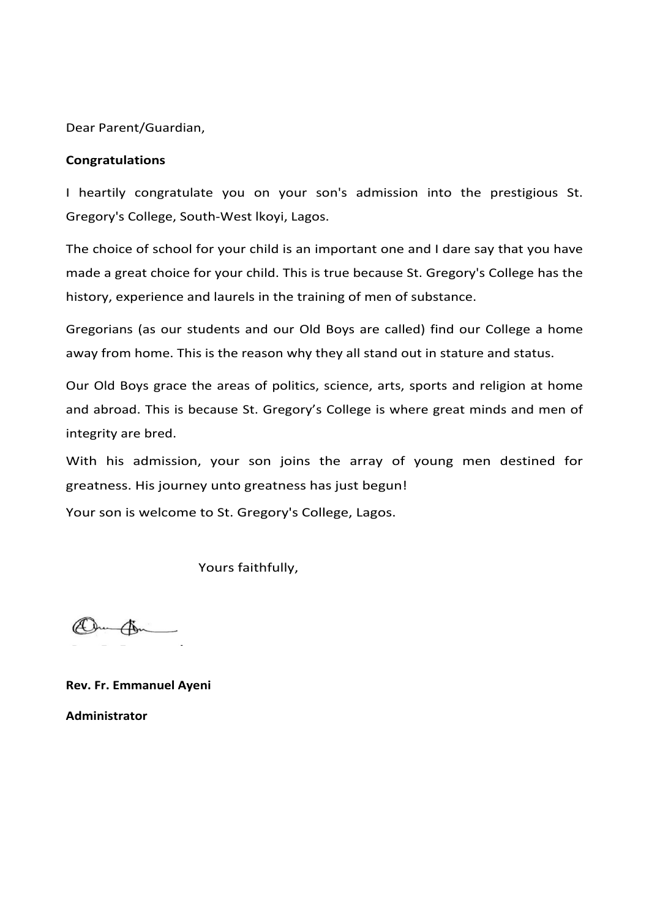Dear Parent/Guardian,

**Congratulations**

I heartily congratulate you on your son's admission into the prestigious St. Gregory's College, South-West Ikoyi, Lagos.

The choice of school for your child is an important one and I dare say that you have made a great choice for your child. This is true because St. Gregory's College has the history, experience and laurels in the training of men of substance.

Gregorians (as our students and our Old Boys are called) find our College a home away from home. This is the reason why they all stand out in stature and status.

Our Old Boys grace the areas of politics, science, arts, sports and religion at home and abroad. This is because St. Gregory's College is where great minds and men of integrity are bred.

With his admission, your son joins the array of young men destined for greatness. His journey unto greatness has just begun!

Your son is welcome to St. Gregory's College, Lagos.

Yours faithfully,

**Rev. Fr. Emmanuel Ayeni**

**Administrator**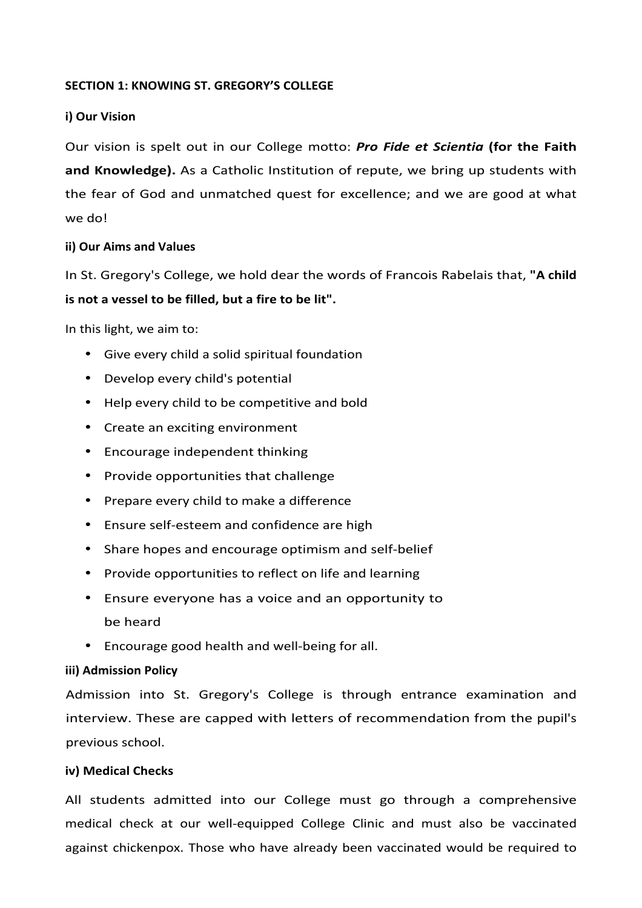## SECTION 1: KNOWING ST. GREGORY'S COLLEGE

### i) Our Vision

Our vision is spelt out in our College motto: ***Pro Fide et Scientia*** **(for the Faith and Knowledge).** As a Catholic Institution of repute, we bring up students with the fear of God and unmatched quest for excellence; and we are good at what we do!

### ii) Our Aims and Values

In St. Gregory's College, we hold dear the words of Francois Rabelais that, **"A child is not a vessel to be filled, but a fire to be lit".**

In this light, we aim to:

- Give every child a solid spiritual foundation
- Develop every child's potential
- Help every child to be competitive and bold
- Create an exciting environment
- Encourage independent thinking
- Provide opportunities that challenge
- Prepare every child to make a difference
- Ensure self-esteem and confidence are high
- Share hopes and encourage optimism and self-belief
- Provide opportunities to reflect on life and learning
- Ensure everyone has a voice and an opportunity to be heard
- Encourage good health and well-being for all.

### iii) Admission Policy

Admission into St. Gregory's College is through entrance examination and interview. These are capped with letters of recommendation from the pupil's previous school.

### iv) Medical Checks

All students admitted into our College must go through a comprehensive medical check at our well-equipped College Clinic and must also be vaccinated against chickenpox. Those who have already been vaccinated would be required to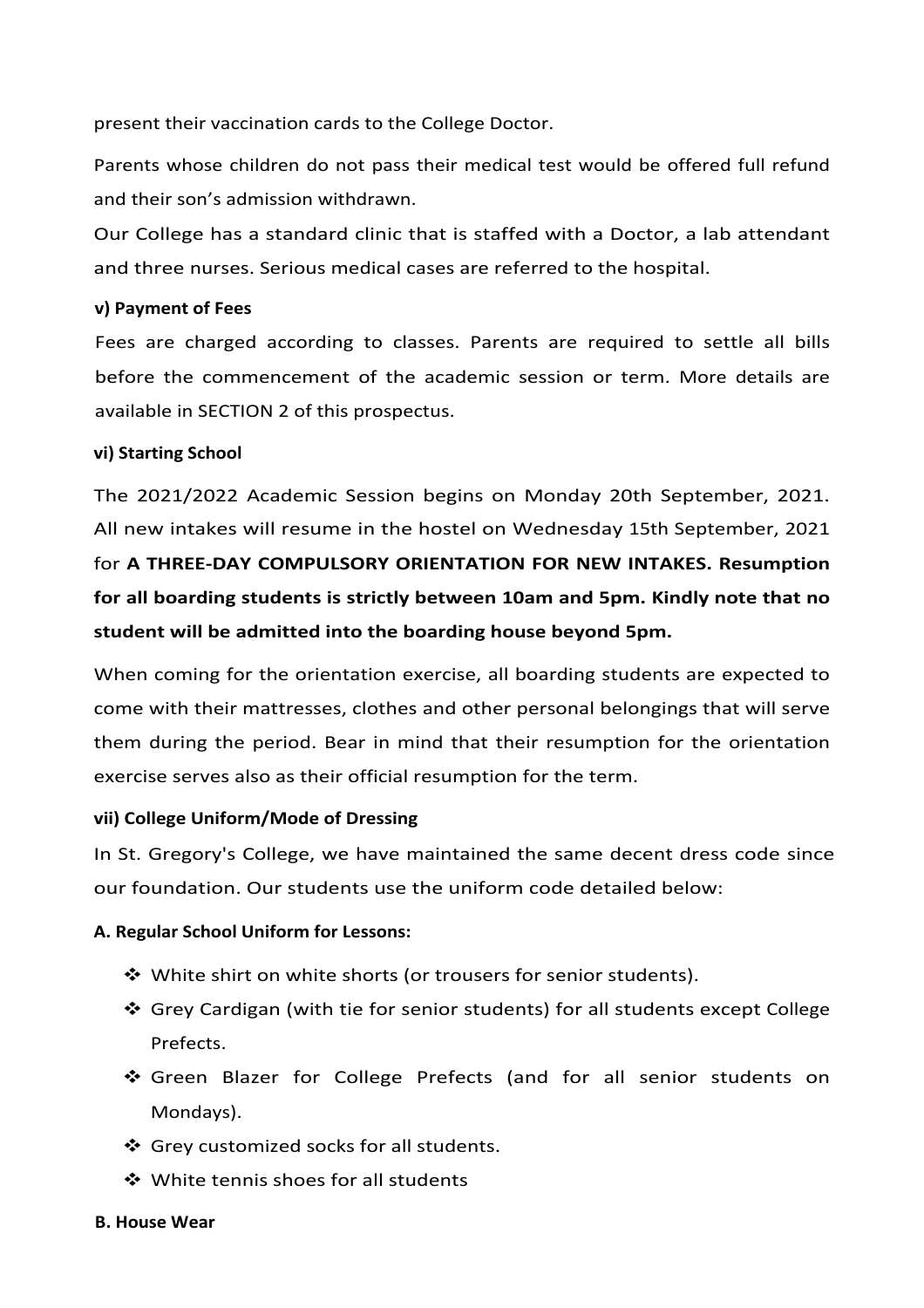present their vaccination cards to the College Doctor.

Parents whose children do not pass their medical test would be offered full refund and their son's admission withdrawn.

Our College has a standard clinic that is staffed with a Doctor, a lab attendant and three nurses. Serious medical cases are referred to the hospital.

**v) Payment of Fees**

Fees are charged according to classes. Parents are required to settle all bills before the commencement of the academic session or term. More details are available in SECTION 2 of this prospectus.

**vi) Starting School**

The 2021/2022 Academic Session begins on Monday 20th September, 2021. All new intakes will resume in the hostel on Wednesday 15th September, 2021 for **A THREE-DAY COMPULSORY ORIENTATION FOR NEW INTAKES. Resumption for all boarding students is strictly between 10am and 5pm. Kindly note that no student will be admitted into the boarding house beyond 5pm.**

When coming for the orientation exercise, all boarding students are expected to come with their mattresses, clothes and other personal belongings that will serve them during the period. Bear in mind that their resumption for the orientation exercise serves also as their official resumption for the term.

**vii) College Uniform/Mode of Dressing**

In St. Gregory's College, we have maintained the same decent dress code since our foundation. Our students use the uniform code detailed below:

**A. Regular School Uniform for Lessons:**

- White shirt on white shorts (or trousers for senior students).
- Grey Cardigan (with tie for senior students) for all students except College Prefects.
- Green Blazer for College Prefects (and for all senior students on Mondays).
- Grey customized socks for all students.
- White tennis shoes for all students

**B. House Wear**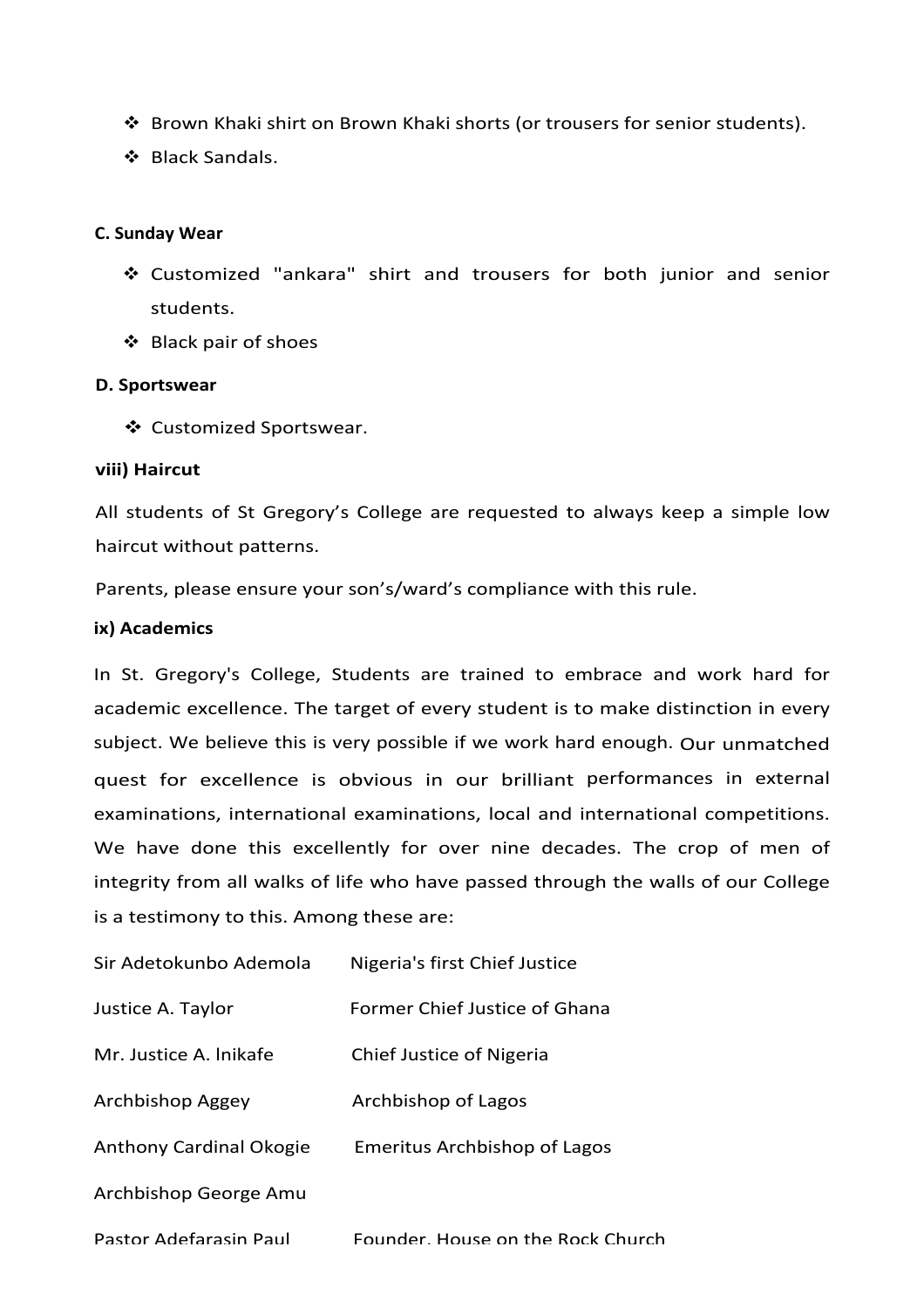- Brown Khaki shirt on Brown Khaki shorts (or trousers for senior students).
- Black Sandals.

**C. Sunday Wear**

- Customized "ankara" shirt and trousers for both junior and senior students.
- Black pair of shoes

**D. Sportswear**

- Customized Sportswear.

**viii) Haircut**

All students of St Gregory's College are requested to always keep a simple low haircut without patterns.

Parents, please ensure your son's/ward's compliance with this rule.

**ix) Academics**

In St. Gregory's College, Students are trained to embrace and work hard for academic excellence. The target of every student is to make distinction in every subject. We believe this is very possible if we work hard enough. Our unmatched quest for excellence is obvious in our brilliant performances in external examinations, international examinations, local and international competitions. We have done this excellently for over nine decades. The crop of men of integrity from all walks of life who have passed through the walls of our College is a testimony to this. Among these are:

| | |
|---|---|
| Sir Adetokunbo Ademola | Nigeria's first Chief Justice |
| Justice A. Taylor | Former Chief Justice of Ghana |
| Mr. Justice A. lnikafe | Chief Justice of Nigeria |
| Archbishop Aggey | Archbishop of Lagos |
| Anthony Cardinal Okogie | Emeritus Archbishop of Lagos |
| Archbishop George Amu | |
| Pastor Adefarasin Paul | Founder, House on the Rock Church |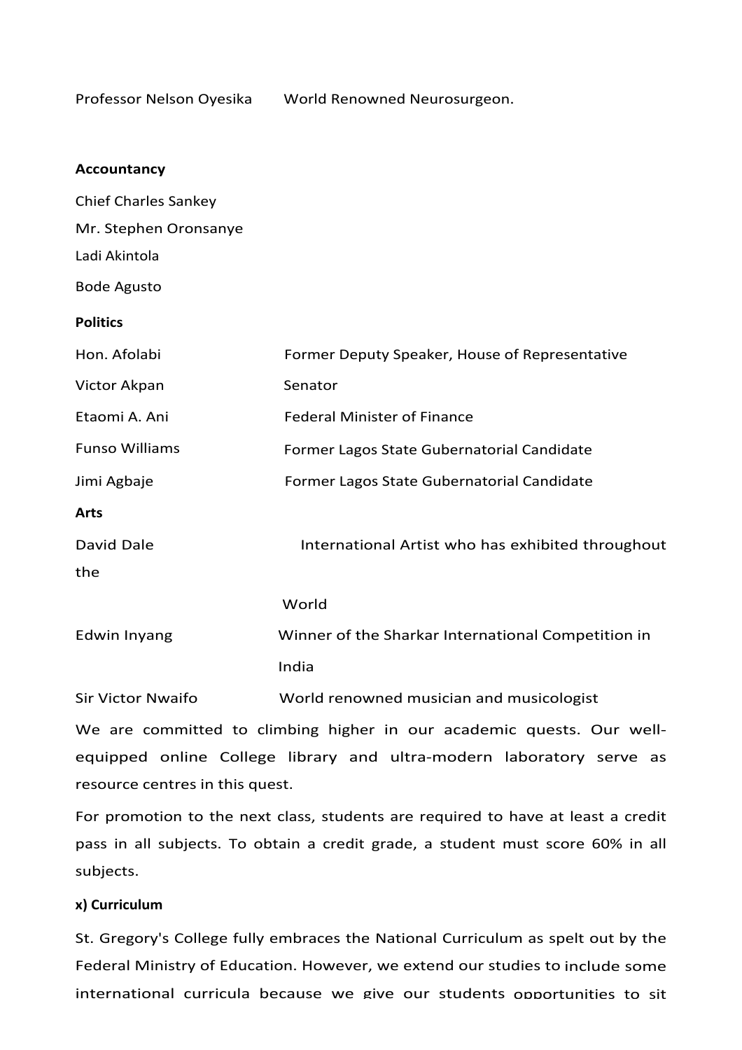Professor Nelson Oyesika World Renowned Neurosurgeon.

**Accountancy**

Chief Charles Sankey

Mr. Stephen Oronsanye

Ladi Akintola

Bode Agusto

**Politics**

| | |
|---|---|
| Hon. Afolabi | Former Deputy Speaker, House of Representative |
| Victor Akpan | Senator |
| Etaomi A. Ani | Federal Minister of Finance |
| Funso Williams | Former Lagos State Gubernatorial Candidate |
| Jimi Agbaje | Former Lagos State Gubernatorial Candidate |

**Arts**

| | |
|---|---|
| David Dale | International Artist who has exhibited throughout the World |
| Edwin Inyang | Winner of the Sharkar International Competition in India |
| Sir Victor Nwaifo | World renowned musician and musicologist |

We are committed to climbing higher in our academic quests. Our well-equipped online College library and ultra-modern laboratory serve as resource centres in this quest.

For promotion to the next class, students are required to have at least a credit pass in all subjects. To obtain a credit grade, a student must score 60% in all subjects.

**x) Curriculum**

St. Gregory's College fully embraces the National Curriculum as spelt out by the Federal Ministry of Education. However, we extend our studies to include some international curricula because we give our students opportunities to sit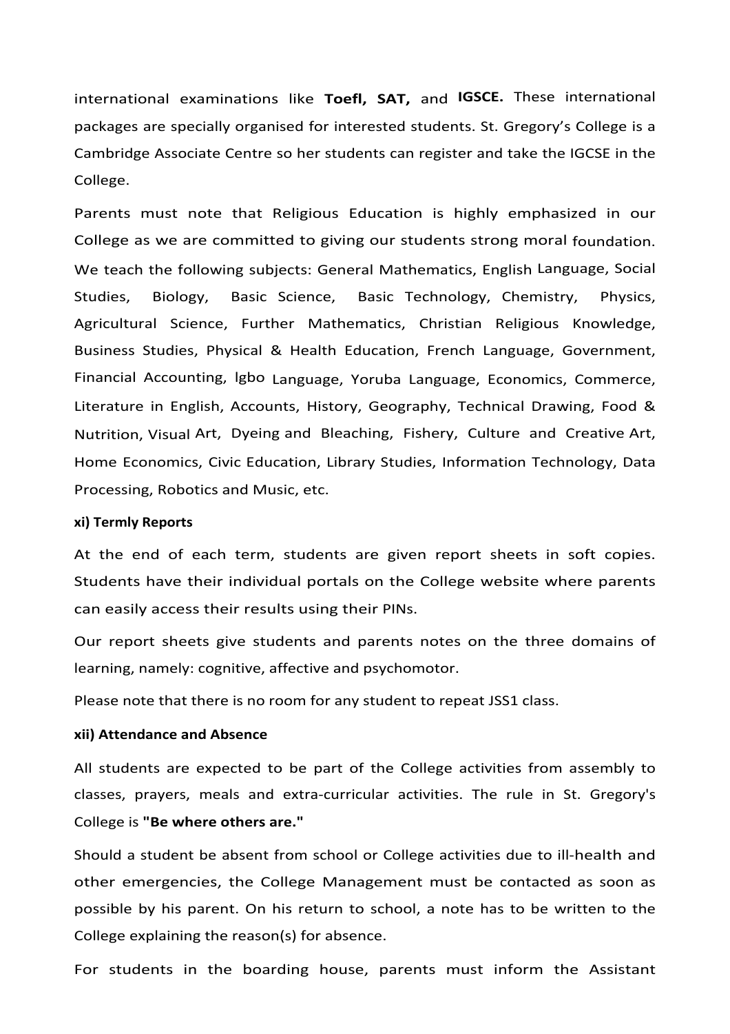international examinations like **Toefl, SAT,** and **IGSCE.** These international packages are specially organised for interested students. St. Gregory's College is a Cambridge Associate Centre so her students can register and take the IGCSE in the College.

Parents must note that Religious Education is highly emphasized in our College as we are committed to giving our students strong moral foundation. We teach the following subjects: General Mathematics, English Language, Social Studies, Biology, Basic Science, Basic Technology, Chemistry, Physics, Agricultural Science, Further Mathematics, Christian Religious Knowledge, Business Studies, Physical & Health Education, French Language, Government, Financial Accounting, lgbo Language, Yoruba Language, Economics, Commerce, Literature in English, Accounts, History, Geography, Technical Drawing, Food & Nutrition, Visual Art, Dyeing and Bleaching, Fishery, Culture and Creative Art, Home Economics, Civic Education, Library Studies, Information Technology, Data Processing, Robotics and Music, etc.

**xi) Termly Reports**

At the end of each term, students are given report sheets in soft copies. Students have their individual portals on the College website where parents can easily access their results using their PINs.

Our report sheets give students and parents notes on the three domains of learning, namely: cognitive, affective and psychomotor.

Please note that there is no room for any student to repeat JSS1 class.

**xii) Attendance and Absence**

All students are expected to be part of the College activities from assembly to classes, prayers, meals and extra-curricular activities. The rule in St. Gregory's College is **"Be where others are."**

Should a student be absent from school or College activities due to ill-health and other emergencies, the College Management must be contacted as soon as possible by his parent. On his return to school, a note has to be written to the College explaining the reason(s) for absence.

For students in the boarding house, parents must inform the Assistant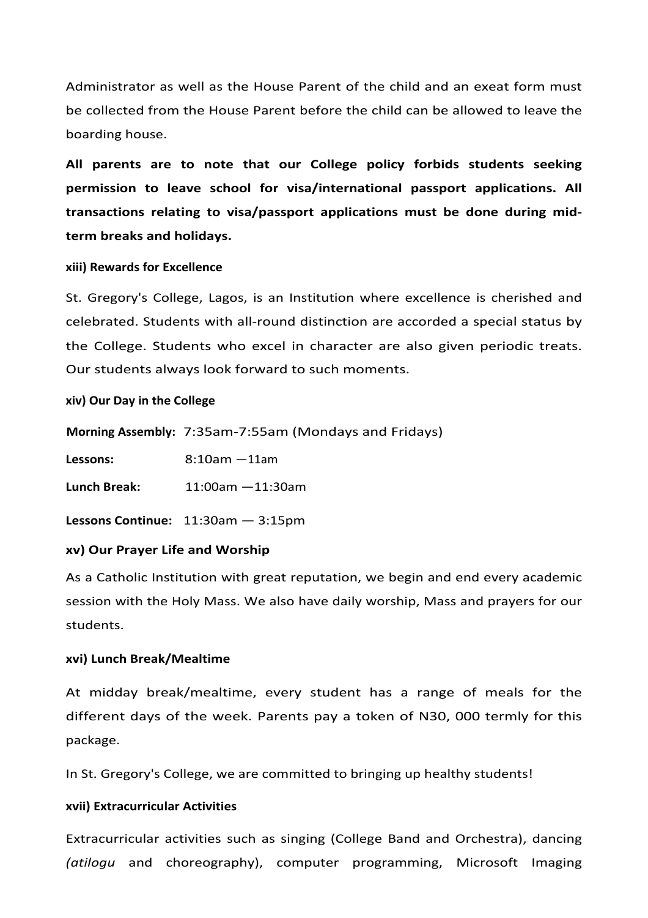Administrator as well as the House Parent of the child and an exeat form must be collected from the House Parent before the child can be allowed to leave the boarding house.

**All parents are to note that our College policy forbids students seeking permission to leave school for visa/international passport applications. All transactions relating to visa/passport applications must be done during mid-term breaks and holidays.**

**xiii) Rewards for Excellence**

St. Gregory's College, Lagos, is an Institution where excellence is cherished and celebrated. Students with all-round distinction are accorded a special status by the College. Students who excel in character are also given periodic treats. Our students always look forward to such moments.

**xiv) Our Day in the College**

**Morning Assembly:** 7:35am-7:55am (Mondays and Fridays)

**Lessons:** 8:10am —11am

**Lunch Break:** 11:00am —11:30am

**Lessons Continue:** 11:30am — 3:15pm

**xv) Our Prayer Life and Worship**

As a Catholic Institution with great reputation, we begin and end every academic session with the Holy Mass. We also have daily worship, Mass and prayers for our students.

**xvi) Lunch Break/Mealtime**

At midday break/mealtime, every student has a range of meals for the different days of the week. Parents pay a token of N30, 000 termly for this package.

In St. Gregory's College, we are committed to bringing up healthy students!

**xvii) Extracurricular Activities**

Extracurricular activities such as singing (College Band and Orchestra), dancing *(atilogu* and choreography), computer programming, Microsoft Imaging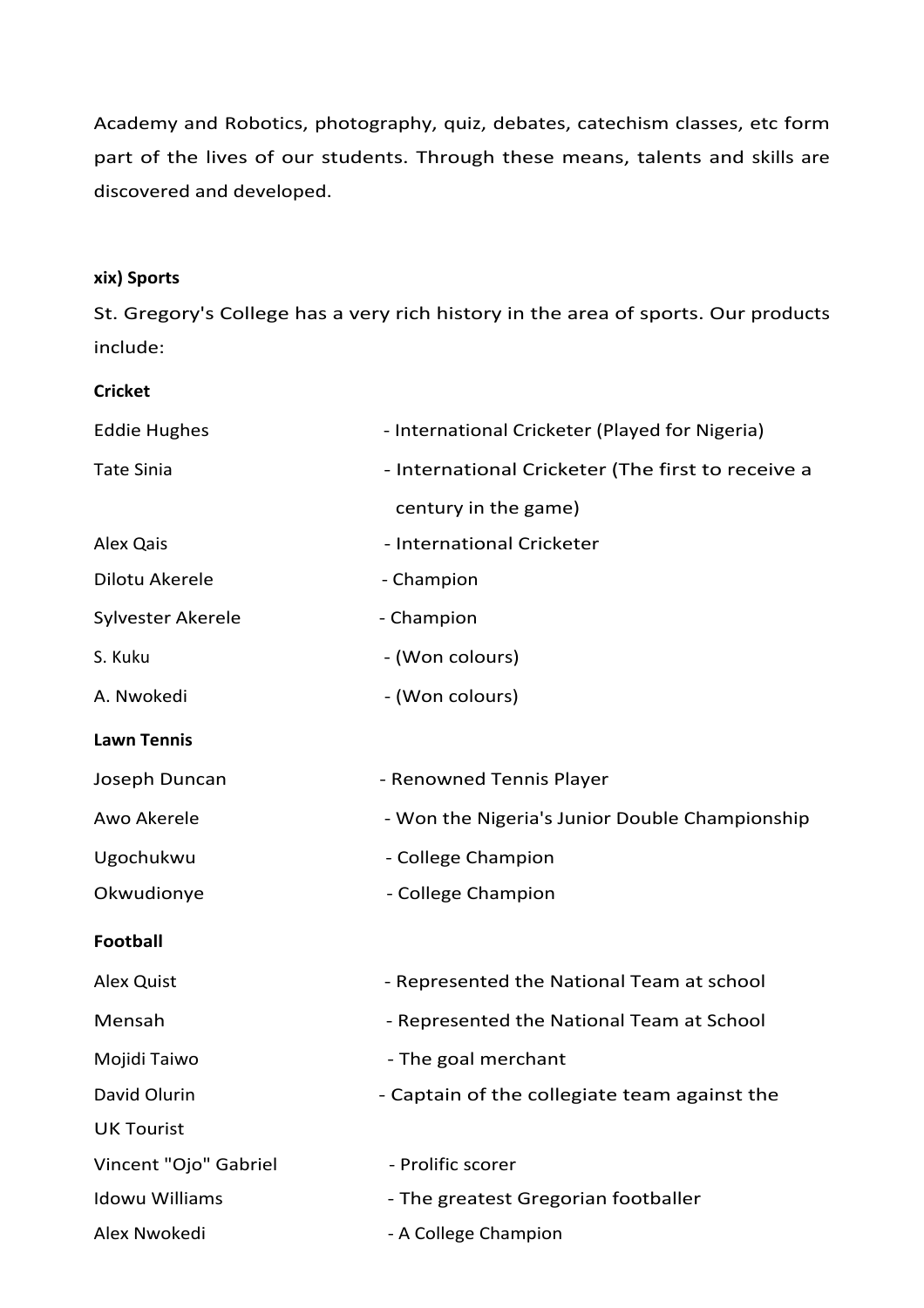Academy and Robotics, photography, quiz, debates, catechism classes, etc form part of the lives of our students. Through these means, talents and skills are discovered and developed.

**xix) Sports**

St. Gregory's College has a very rich history in the area of sports. Our products include:

**Cricket**

| | |
|---|---|
| Eddie Hughes | - International Cricketer (Played for Nigeria) |
| Tate Sinia | - International Cricketer (The first to receive a century in the game) |
| Alex Qais | - International Cricketer |
| Dilotu Akerele | - Champion |
| Sylvester Akerele | - Champion |
| S. Kuku | - (Won colours) |
| A. Nwokedi | - (Won colours) |

**Lawn Tennis**

| | |
|---|---|
| Joseph Duncan | - Renowned Tennis Player |
| Awo Akerele | - Won the Nigeria's Junior Double Championship |
| Ugochukwu | - College Champion |
| Okwudionye | - College Champion |

**Football**

| | |
|---|---|
| Alex Quist | - Represented the National Team at school |
| Mensah | - Represented the National Team at School |
| Mojidi Taiwo | - The goal merchant |
| David Olurin | - Captain of the collegiate team against the UK Tourist |
| Vincent "Ojo" Gabriel | - Prolific scorer |
| Idowu Williams | - The greatest Gregorian footballer |
| Alex Nwokedi | - A College Champion |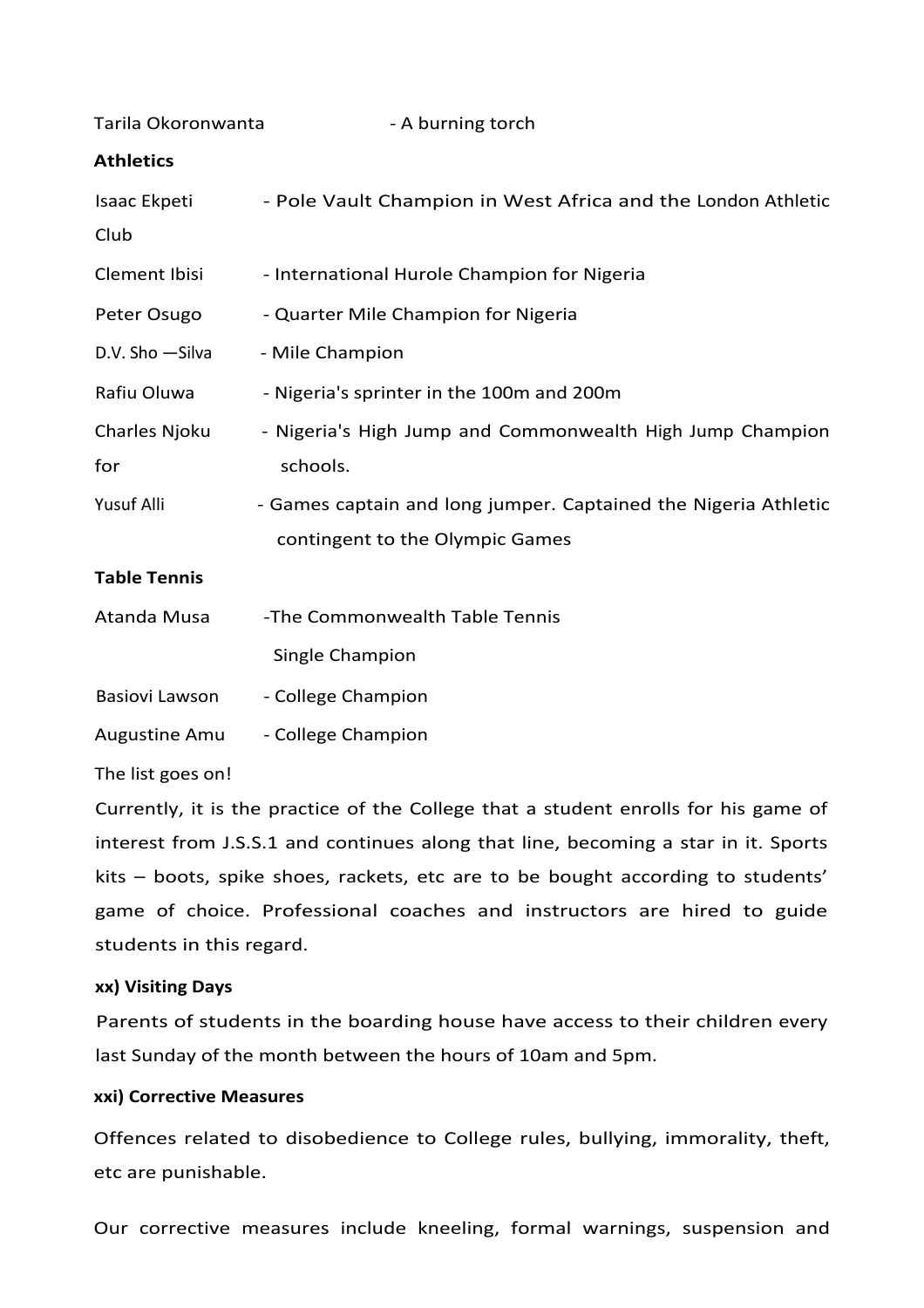Tarila Okoronwanta - A burning torch

**Athletics**

Isaac Ekpeti - Pole Vault Champion in West Africa and the London Athletic Club

Clement Ibisi - International Hurole Champion for Nigeria

Peter Osugo - Quarter Mile Champion for Nigeria

D.V. Sho —Silva - Mile Champion

Rafiu Oluwa - Nigeria's sprinter in the 100m and 200m

Charles Njoku - Nigeria's High Jump and Commonwealth High Jump Champion for schools.

Yusuf Alli - Games captain and long jumper. Captained the Nigeria Athletic contingent to the Olympic Games

**Table Tennis**

Atanda Musa -The Commonwealth Table Tennis Single Champion

Basiovi Lawson - College Champion

Augustine Amu - College Champion

The list goes on!

Currently, it is the practice of the College that a student enrolls for his game of interest from J.S.S.1 and continues along that line, becoming a star in it. Sports kits – boots, spike shoes, rackets, etc are to be bought according to students' game of choice. Professional coaches and instructors are hired to guide students in this regard.

**xx) Visiting Days**

Parents of students in the boarding house have access to their children every last Sunday of the month between the hours of 10am and 5pm.

**xxi) Corrective Measures**

Offences related to disobedience to College rules, bullying, immorality, theft, etc are punishable.

Our corrective measures include kneeling, formal warnings, suspension and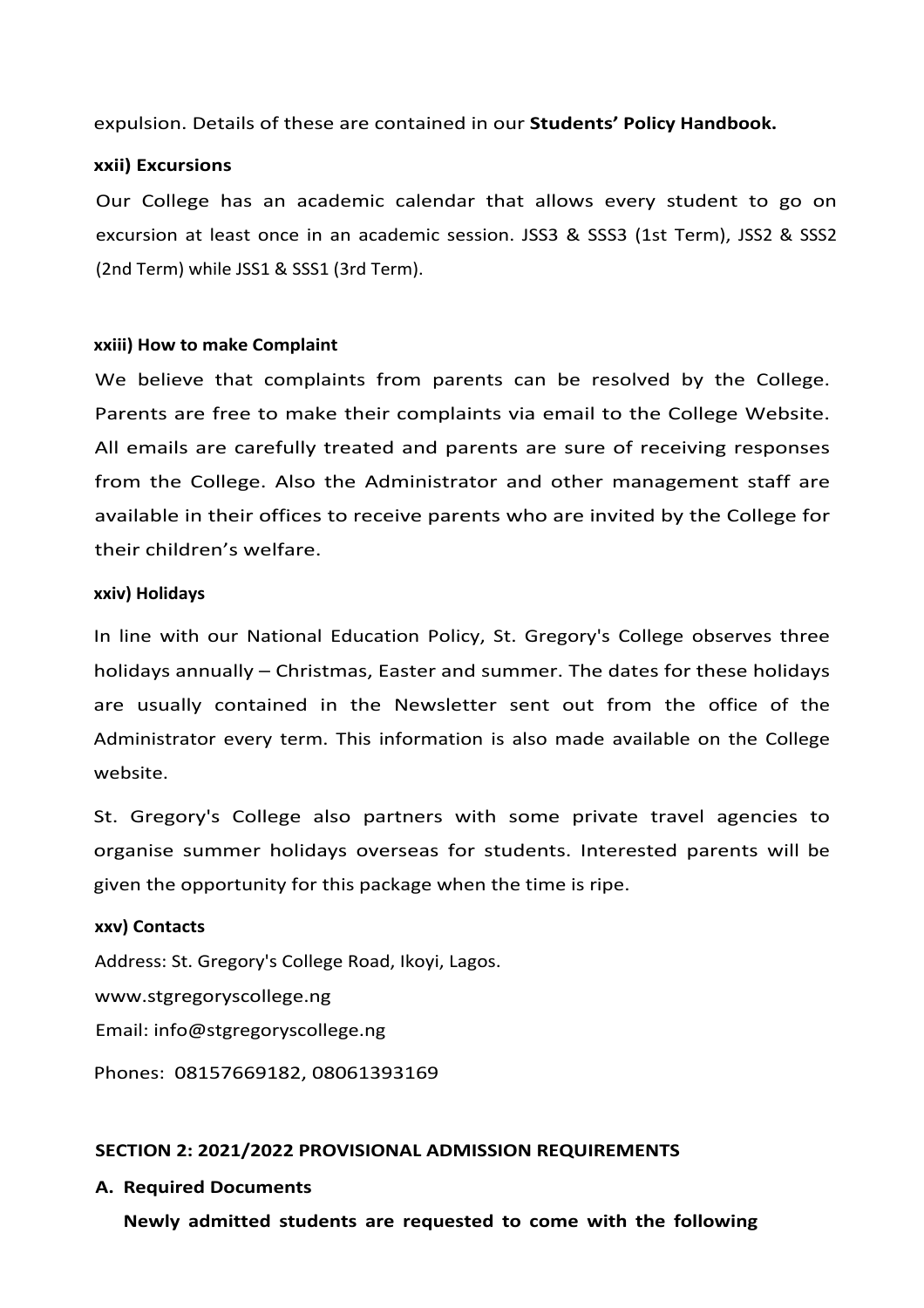expulsion. Details of these are contained in our **Students' Policy Handbook.**

#### xxii) Excursions

Our College has an academic calendar that allows every student to go on excursion at least once in an academic session. JSS3 & SSS3 (1st Term), JSS2 & SSS2 (2nd Term) while JSS1 & SSS1 (3rd Term).

#### xxiii) How to make Complaint

We believe that complaints from parents can be resolved by the College. Parents are free to make their complaints via email to the College Website. All emails are carefully treated and parents are sure of receiving responses from the College. Also the Administrator and other management staff are available in their offices to receive parents who are invited by the College for their children's welfare.

#### xxiv) Holidays

In line with our National Education Policy, St. Gregory's College observes three holidays annually – Christmas, Easter and summer. The dates for these holidays are usually contained in the Newsletter sent out from the office of the Administrator every term. This information is also made available on the College website.

St. Gregory's College also partners with some private travel agencies to organise summer holidays overseas for students. Interested parents will be given the opportunity for this package when the time is ripe.

#### xxv) Contacts

Address: St. Gregory's College Road, Ikoyi, Lagos.

www.stgregoryscollege.ng

Email: info@stgregoryscollege.ng

Phones: 08157669182, 08061393169

## SECTION 2: 2021/2022 PROVISIONAL ADMISSION REQUIREMENTS

### A. Required Documents

**Newly admitted students are requested to come with the following**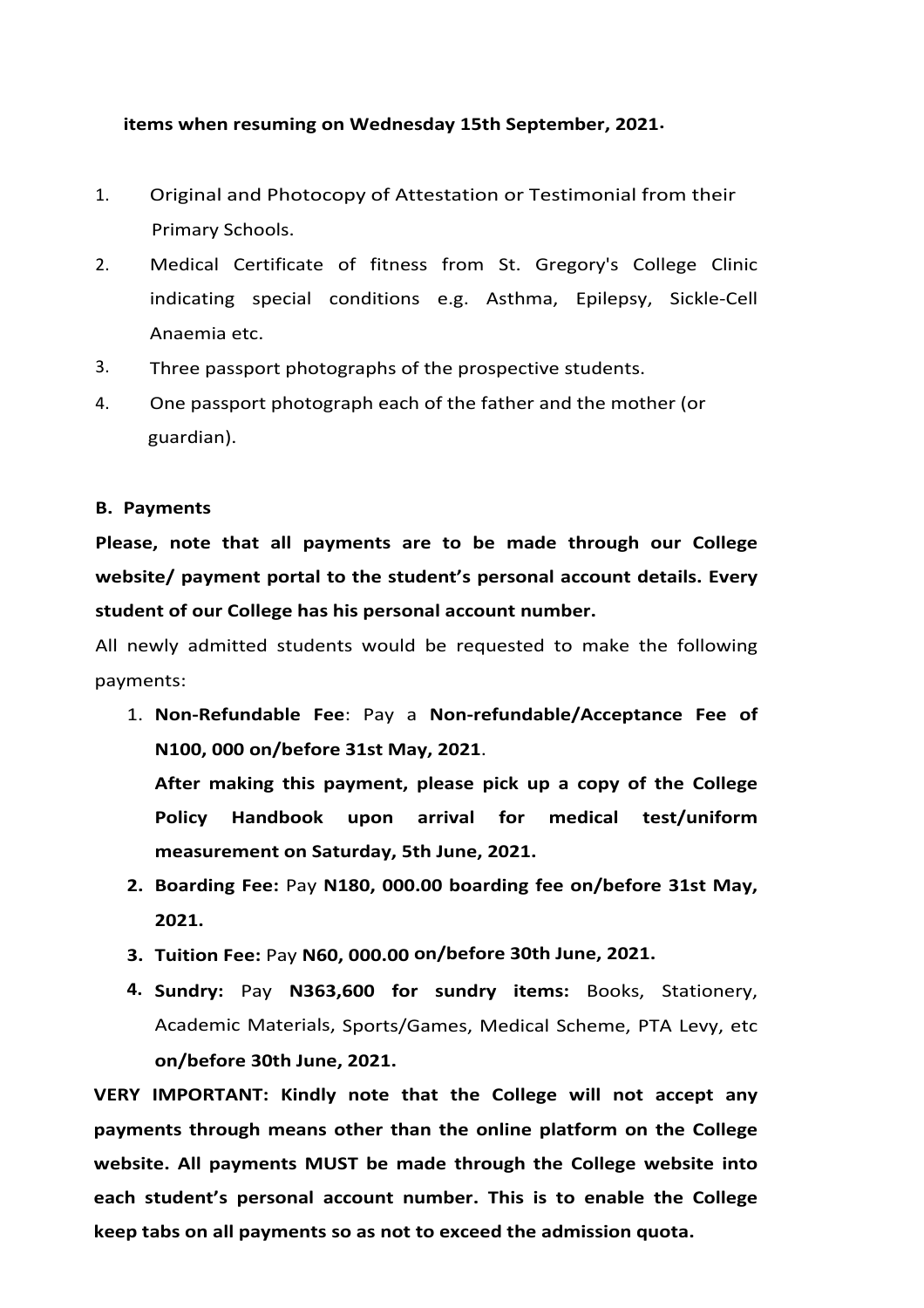**items when resuming on Wednesday 15th September, 2021.**

1. Original and Photocopy of Attestation or Testimonial from their Primary Schools.
2. Medical Certificate of fitness from St. Gregory's College Clinic indicating special conditions e.g. Asthma, Epilepsy, Sickle-Cell Anaemia etc.
3. Three passport photographs of the prospective students.
4. One passport photograph each of the father and the mother (or guardian).

**B. Payments**

**Please, note that all payments are to be made through our College website/ payment portal to the student's personal account details. Every student of our College has his personal account number.**

All newly admitted students would be requested to make the following payments:

1. **Non-Refundable Fee**: Pay a **Non-refundable/Acceptance Fee of N100, 000 on/before 31st May, 2021**.

   **After making this payment, please pick up a copy of the College Policy Handbook upon arrival for medical test/uniform measurement on Saturday, 5th June, 2021.**

2. **Boarding Fee:** Pay **N180, 000.00 boarding fee on/before 31st May, 2021.**
3. **Tuition Fee:** Pay **N60, 000.00 on/before 30th June, 2021.**
4. **Sundry:** Pay **N363,600 for sundry items:** Books, Stationery, Academic Materials, Sports/Games, Medical Scheme, PTA Levy, etc **on/before 30th June, 2021.**

**VERY IMPORTANT: Kindly note that the College will not accept any payments through means other than the online platform on the College website. All payments MUST be made through the College website into each student's personal account number. This is to enable the College keep tabs on all payments so as not to exceed the admission quota.**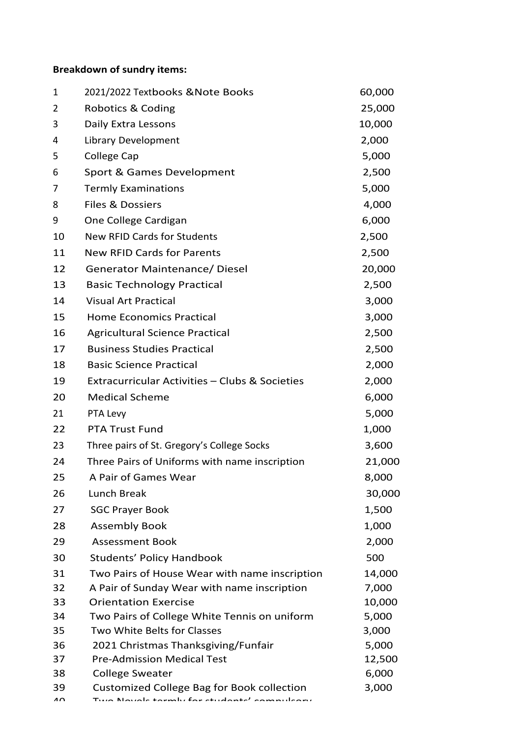**Breakdown of sundry items:**

| | | |
|---|---|---|
| 1 | 2021/2022 Textbooks &Note Books | 60,000 |
| 2 | Robotics & Coding | 25,000 |
| 3 | Daily Extra Lessons | 10,000 |
| 4 | Library Development | 2,000 |
| 5 | College Cap | 5,000 |
| 6 | Sport & Games Development | 2,500 |
| 7 | Termly Examinations | 5,000 |
| 8 | Files & Dossiers | 4,000 |
| 9 | One College Cardigan | 6,000 |
| 10 | New RFID Cards for Students | 2,500 |
| 11 | New RFID Cards for Parents | 2,500 |
| 12 | Generator Maintenance/ Diesel | 20,000 |
| 13 | Basic Technology Practical | 2,500 |
| 14 | Visual Art Practical | 3,000 |
| 15 | Home Economics Practical | 3,000 |
| 16 | Agricultural Science Practical | 2,500 |
| 17 | Business Studies Practical | 2,500 |
| 18 | Basic Science Practical | 2,000 |
| 19 | Extracurricular Activities – Clubs & Societies | 2,000 |
| 20 | Medical Scheme | 6,000 |
| 21 | PTA Levy | 5,000 |
| 22 | PTA Trust Fund | 1,000 |
| 23 | Three pairs of St. Gregory's College Socks | 3,600 |
| 24 | Three Pairs of Uniforms with name inscription | 21,000 |
| 25 | A Pair of Games Wear | 8,000 |
| 26 | Lunch Break | 30,000 |
| 27 | SGC Prayer Book | 1,500 |
| 28 | Assembly Book | 1,000 |
| 29 | Assessment Book | 2,000 |
| 30 | Students' Policy Handbook | 500 |
| 31 | Two Pairs of House Wear with name inscription | 14,000 |
| 32 | A Pair of Sunday Wear with name inscription | 7,000 |
| 33 | Orientation Exercise | 10,000 |
| 34 | Two Pairs of College White Tennis on uniform | 5,000 |
| 35 | Two White Belts for Classes | 3,000 |
| 36 | 2021 Christmas Thanksgiving/Funfair | 5,000 |
| 37 | Pre-Admission Medical Test | 12,500 |
| 38 | College Sweater | 6,000 |
| 39 | Customized College Bag for Book collection | 3,000 |
| 40 | Two Novels termly for students' compulsory | |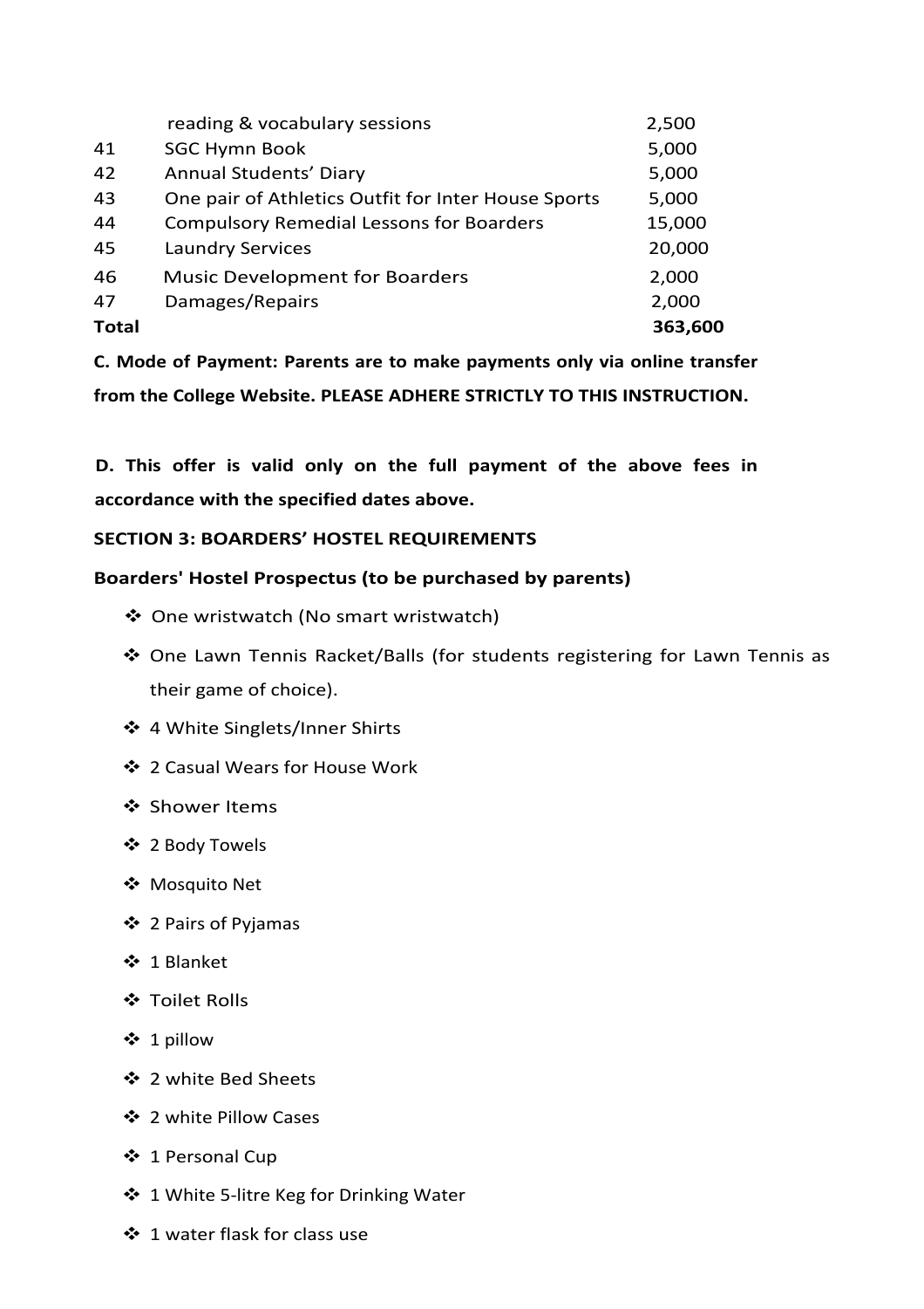| | | |
|---|---|---|
| | reading & vocabulary sessions | 2,500 |
| 41 | SGC Hymn Book | 5,000 |
| 42 | Annual Students' Diary | 5,000 |
| 43 | One pair of Athletics Outfit for Inter House Sports | 5,000 |
| 44 | Compulsory Remedial Lessons for Boarders | 15,000 |
| 45 | Laundry Services | 20,000 |
| 46 | Music Development for Boarders | 2,000 |
| 47 | Damages/Repairs | 2,000 |
| **Total** | | **363,600** |

**C. Mode of Payment: Parents are to make payments only via online transfer from the College Website. PLEASE ADHERE STRICTLY TO THIS INSTRUCTION.**

**D. This offer is valid only on the full payment of the above fees in accordance with the specified dates above.**

**SECTION 3: BOARDERS' HOSTEL REQUIREMENTS**

**Boarders' Hostel Prospectus (to be purchased by parents)**

- One wristwatch (No smart wristwatch)
- One Lawn Tennis Racket/Balls (for students registering for Lawn Tennis as their game of choice).
- 4 White Singlets/Inner Shirts
- 2 Casual Wears for House Work
- Shower Items
- 2 Body Towels
- Mosquito Net
- 2 Pairs of Pyjamas
- 1 Blanket
- Toilet Rolls
- 1 pillow
- 2 white Bed Sheets
- 2 white Pillow Cases
- 1 Personal Cup
- 1 White 5-litre Keg for Drinking Water
- 1 water flask for class use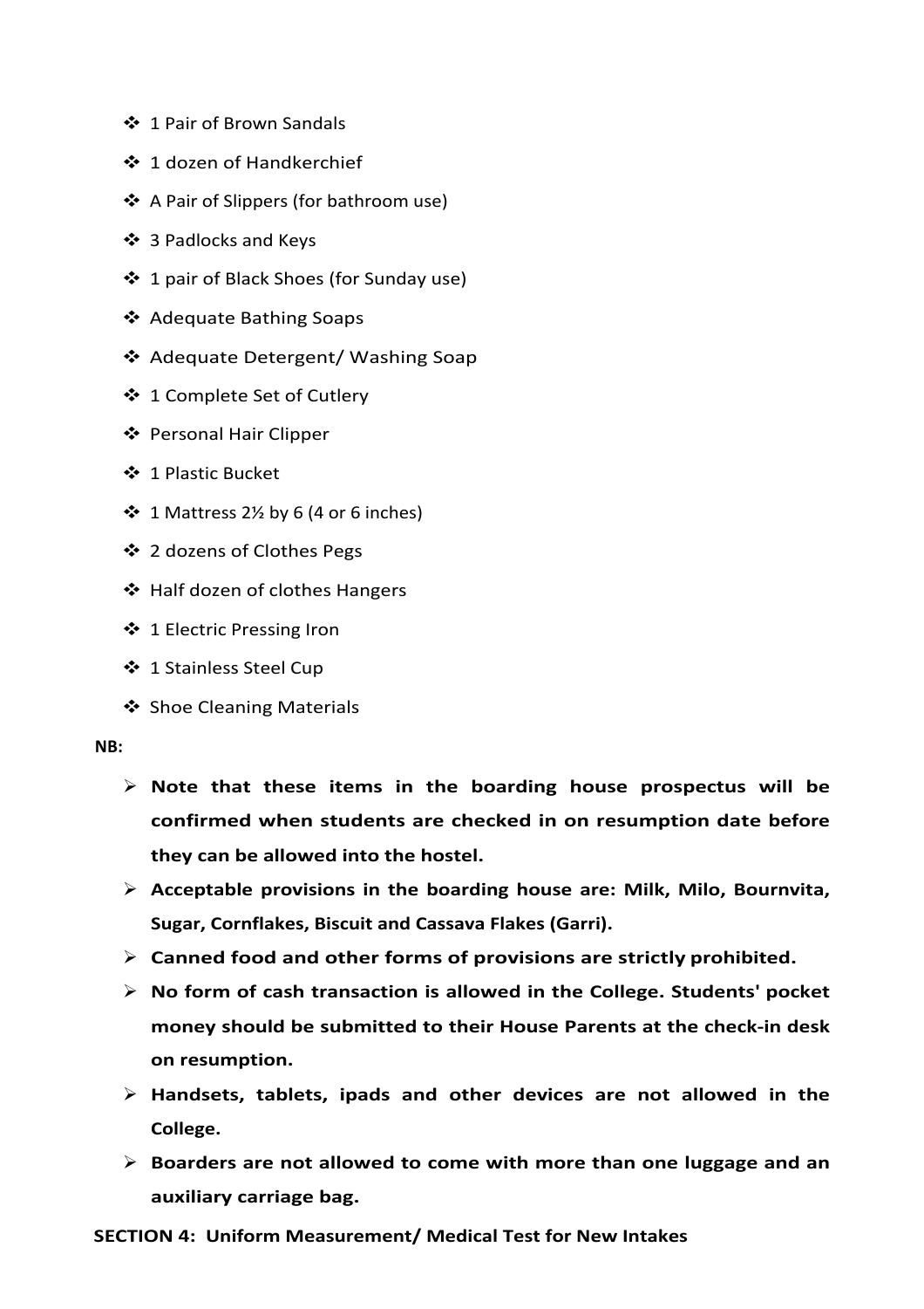- 1 Pair of Brown Sandals
- 1 dozen of Handkerchief
- A Pair of Slippers (for bathroom use)
- 3 Padlocks and Keys
- 1 pair of Black Shoes (for Sunday use)
- Adequate Bathing Soaps
- Adequate Detergent/ Washing Soap
- 1 Complete Set of Cutlery
- Personal Hair Clipper
- 1 Plastic Bucket
- 1 Mattress 2½ by 6 (4 or 6 inches)
- 2 dozens of Clothes Pegs
- Half dozen of clothes Hangers
- 1 Electric Pressing Iron
- 1 Stainless Steel Cup
- Shoe Cleaning Materials

**NB:**

- **Note that these items in the boarding house prospectus will be confirmed when students are checked in on resumption date before they can be allowed into the hostel.**
- **Acceptable provisions in the boarding house are: Milk, Milo, Bournvita, Sugar, Cornflakes, Biscuit and Cassava Flakes (Garri).**
- **Canned food and other forms of provisions are strictly prohibited.**
- **No form of cash transaction is allowed in the College. Students' pocket money should be submitted to their House Parents at the check-in desk on resumption.**
- **Handsets, tablets, ipads and other devices are not allowed in the College.**
- **Boarders are not allowed to come with more than one luggage and an auxiliary carriage bag.**

**SECTION 4: Uniform Measurement/ Medical Test for New Intakes**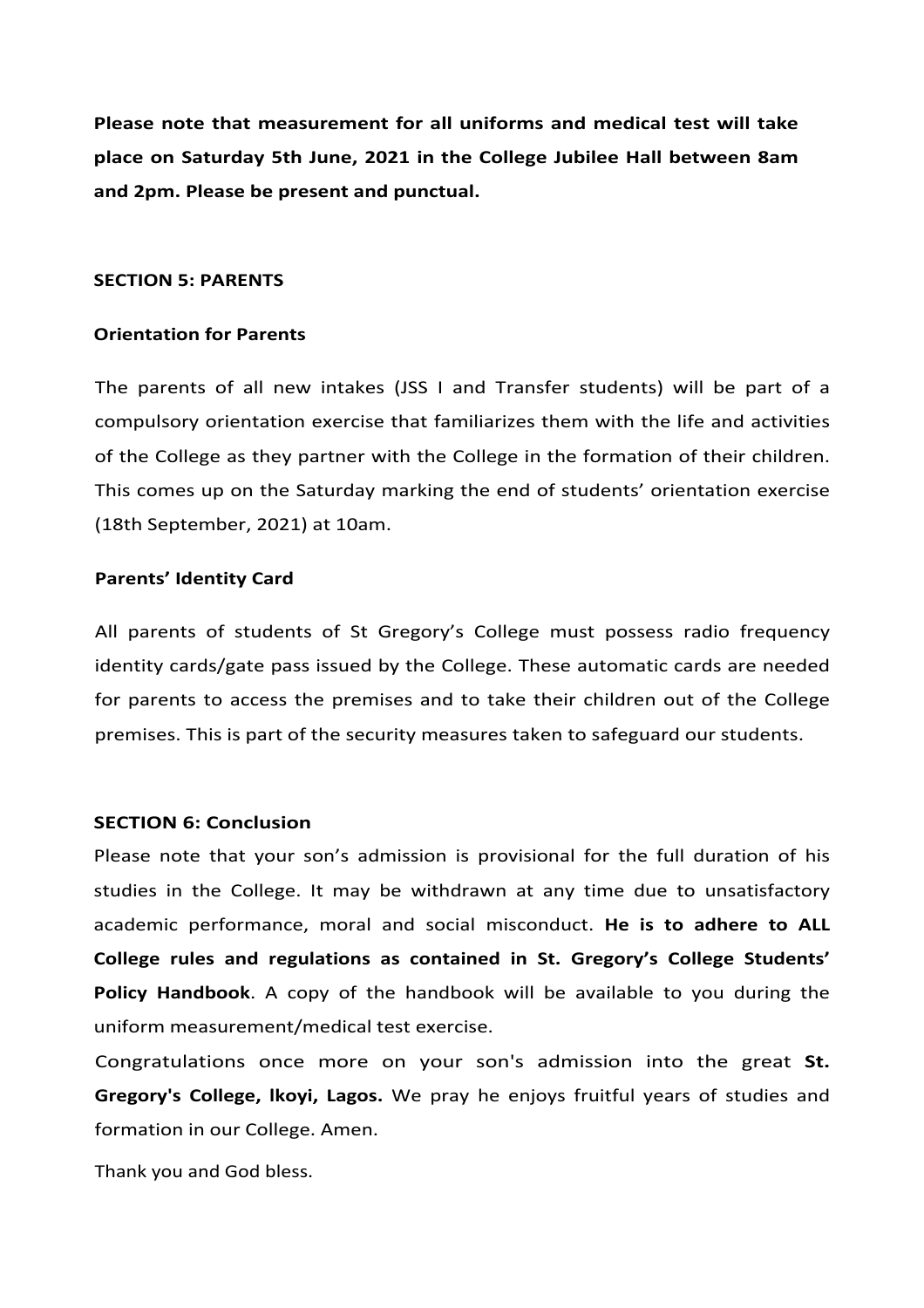**Please note that measurement for all uniforms and medical test will take place on Saturday 5th June, 2021 in the College Jubilee Hall between 8am and 2pm. Please be present and punctual.**

## SECTION 5: PARENTS

### Orientation for Parents

The parents of all new intakes (JSS I and Transfer students) will be part of a compulsory orientation exercise that familiarizes them with the life and activities of the College as they partner with the College in the formation of their children. This comes up on the Saturday marking the end of students' orientation exercise (18th September, 2021) at 10am.

### Parents' Identity Card

All parents of students of St Gregory's College must possess radio frequency identity cards/gate pass issued by the College. These automatic cards are needed for parents to access the premises and to take their children out of the College premises. This is part of the security measures taken to safeguard our students.

## SECTION 6: Conclusion

Please note that your son's admission is provisional for the full duration of his studies in the College. It may be withdrawn at any time due to unsatisfactory academic performance, moral and social misconduct. **He is to adhere to ALL College rules and regulations as contained in St. Gregory's College Students' Policy Handbook**. A copy of the handbook will be available to you during the uniform measurement/medical test exercise.

Congratulations once more on your son's admission into the great **St. Gregory's College, lkoyi, Lagos.** We pray he enjoys fruitful years of studies and formation in our College. Amen.

Thank you and God bless.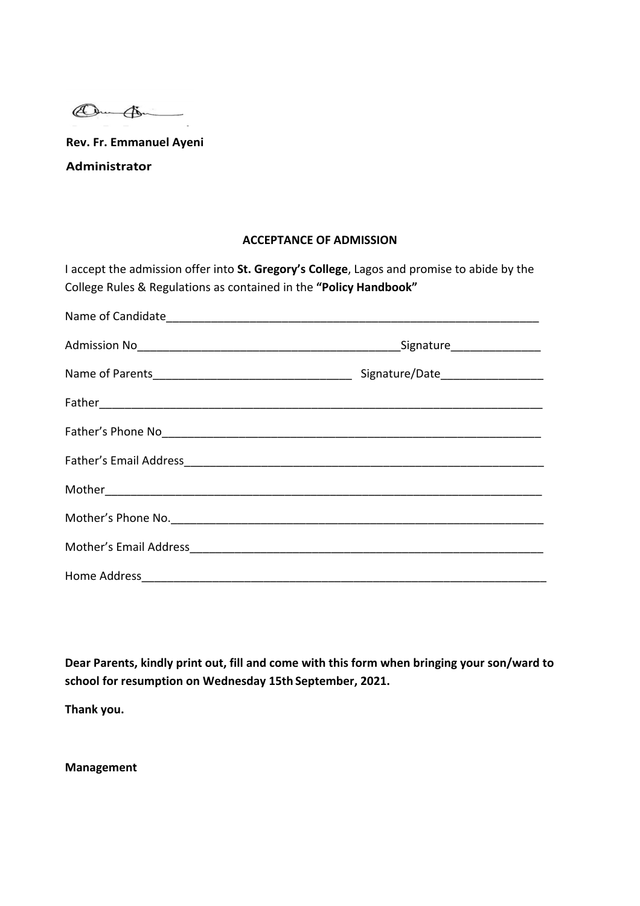**Rev. Fr. Emmanuel Ayeni**

**Administrator**

**ACCEPTANCE OF ADMISSION**

I accept the admission offer into **St. Gregory's College**, Lagos and promise to abide by the College Rules & Regulations as contained in the **"Policy Handbook"**

Name of Candidate_____________________________________________________________

Admission No___________________________________________Signature______________

Name of Parents_______________________________ Signature/Date________________

Father_________________________________________________________________________

Father's Phone No______________________________________________________________

Father's Email Address__________________________________________________________

Mother_________________________________________________________________________

Mother's Phone No._____________________________________________________________

Mother's Email Address_________________________________________________________

Home Address__________________________________________________________________

**Dear Parents, kindly print out, fill and come with this form when bringing your son/ward to school for resumption on Wednesday 15th September, 2021.**

**Thank you.**

**Management**